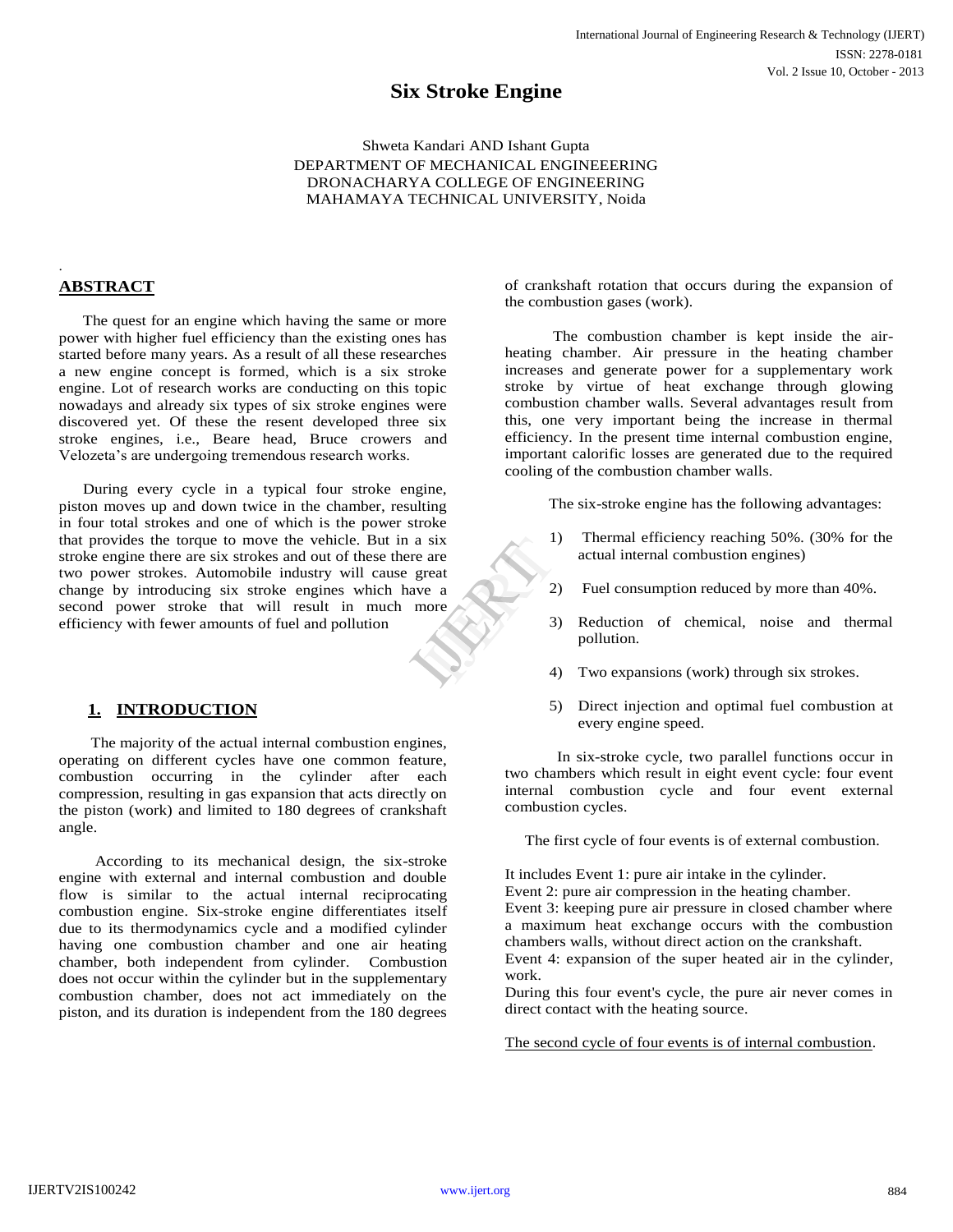# Six Stroke Engine

Shweta Kandari AND Ishant Gupta
DEPARTMENT OF MECHANICAL ENGINEEERING
DRONACHARYA COLLEGE OF ENGINEERING
MAHAMAYA TECHNICAL UNIVERSITY, Noida

## ABSTRACT

The quest for an engine which having the same or more power with higher fuel efficiency than the existing ones has started before many years. As a result of all these researches a new engine concept is formed, which is a six stroke engine. Lot of research works are conducting on this topic nowadays and already six types of six stroke engines were discovered yet. Of these the resent developed three six stroke engines, i.e., Beare head, Bruce crowers and Velozeta's are undergoing tremendous research works.

During every cycle in a typical four stroke engine, piston moves up and down twice in the chamber, resulting in four total strokes and one of which is the power stroke that provides the torque to move the vehicle. But in a six stroke engine there are six strokes and out of these there are two power strokes. Automobile industry will cause great change by introducing six stroke engines which have a second power stroke that will result in much more efficiency with fewer amounts of fuel and pollution

## 1. INTRODUCTION

The majority of the actual internal combustion engines, operating on different cycles have one common feature, combustion occurring in the cylinder after each compression, resulting in gas expansion that acts directly on the piston (work) and limited to 180 degrees of crankshaft angle.

According to its mechanical design, the six-stroke engine with external and internal combustion and double flow is similar to the actual internal reciprocating combustion engine. Six-stroke engine differentiates itself due to its thermodynamics cycle and a modified cylinder having one combustion chamber and one air heating chamber, both independent from cylinder. Combustion does not occur within the cylinder but in the supplementary combustion chamber, does not act immediately on the piston, and its duration is independent from the 180 degrees of crankshaft rotation that occurs during the expansion of the combustion gases (work).

The combustion chamber is kept inside the air-heating chamber. Air pressure in the heating chamber increases and generate power for a supplementary work stroke by virtue of heat exchange through glowing combustion chamber walls. Several advantages result from this, one very important being the increase in thermal efficiency. In the present time internal combustion engine, important calorific losses are generated due to the required cooling of the combustion chamber walls.

The six-stroke engine has the following advantages:

1) Thermal efficiency reaching 50%. (30% for the actual internal combustion engines)
2) Fuel consumption reduced by more than 40%.
3) Reduction of chemical, noise and thermal pollution.
4) Two expansions (work) through six strokes.
5) Direct injection and optimal fuel combustion at every engine speed.

In six-stroke cycle, two parallel functions occur in two chambers which result in eight event cycle: four event internal combustion cycle and four event external combustion cycles.

The first cycle of four events is of external combustion.

It includes Event 1: pure air intake in the cylinder.
Event 2: pure air compression in the heating chamber.
Event 3: keeping pure air pressure in closed chamber where a maximum heat exchange occurs with the combustion chambers walls, without direct action on the crankshaft.
Event 4: expansion of the super heated air in the cylinder, work.
During this four event's cycle, the pure air never comes in direct contact with the heating source.

The second cycle of four events is of internal combustion.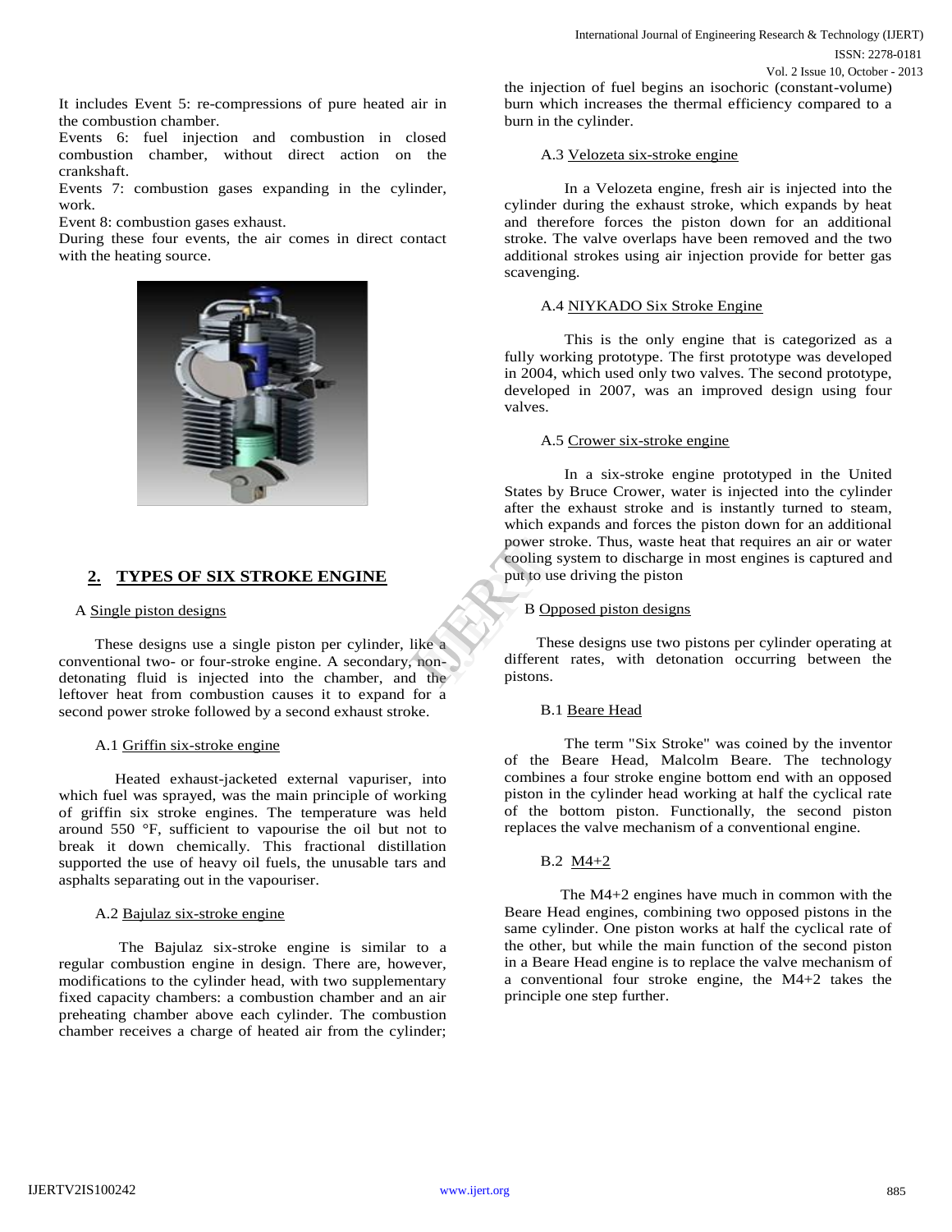It includes Event 5: re-compressions of pure heated air in the combustion chamber.
Events 6: fuel injection and combustion in closed combustion chamber, without direct action on the crankshaft.
Events 7: combustion gases expanding in the cylinder, work.
Event 8: combustion gases exhaust.
During these four events, the air comes in direct contact with the heating source.

## 2. TYPES OF SIX STROKE ENGINE

### A Single piston designs

These designs use a single piston per cylinder, like a conventional two- or four-stroke engine. A secondary, non-detonating fluid is injected into the chamber, and the leftover heat from combustion causes it to expand for a second power stroke followed by a second exhaust stroke.

#### A.1 Griffin six-stroke engine

Heated exhaust-jacketed external vapuriser, into which fuel was sprayed, was the main principle of working of griffin six stroke engines. The temperature was held around 550 °F, sufficient to vapourise the oil but not to break it down chemically. This fractional distillation supported the use of heavy oil fuels, the unusable tars and asphalts separating out in the vapouriser.

#### A.2 Bajulaz six-stroke engine

The Bajulaz six-stroke engine is similar to a regular combustion engine in design. There are, however, modifications to the cylinder head, with two supplementary fixed capacity chambers: a combustion chamber and an air preheating chamber above each cylinder. The combustion chamber receives a charge of heated air from the cylinder; the injection of fuel begins an isochoric (constant-volume) burn which increases the thermal efficiency compared to a burn in the cylinder.

#### A.3 Velozeta six-stroke engine

In a Velozeta engine, fresh air is injected into the cylinder during the exhaust stroke, which expands by heat and therefore forces the piston down for an additional stroke. The valve overlaps have been removed and the two additional strokes using air injection provide for better gas scavenging.

#### A.4 NIYKADO Six Stroke Engine

This is the only engine that is categorized as a fully working prototype. The first prototype was developed in 2004, which used only two valves. The second prototype, developed in 2007, was an improved design using four valves.

#### A.5 Crower six-stroke engine

In a six-stroke engine prototyped in the United States by Bruce Crower, water is injected into the cylinder after the exhaust stroke and is instantly turned to steam, which expands and forces the piston down for an additional power stroke. Thus, waste heat that requires an air or water cooling system to discharge in most engines is captured and put to use driving the piston

### B Opposed piston designs

These designs use two pistons per cylinder operating at different rates, with detonation occurring between the pistons.

#### B.1 Beare Head

The term "Six Stroke" was coined by the inventor of the Beare Head, Malcolm Beare. The technology combines a four stroke engine bottom end with an opposed piston in the cylinder head working at half the cyclical rate of the bottom piston. Functionally, the second piston replaces the valve mechanism of a conventional engine.

#### B.2 M4+2

The M4+2 engines have much in common with the Beare Head engines, combining two opposed pistons in the same cylinder. One piston works at half the cyclical rate of the other, but while the main function of the second piston in a Beare Head engine is to replace the valve mechanism of a conventional four stroke engine, the M4+2 takes the principle one step further.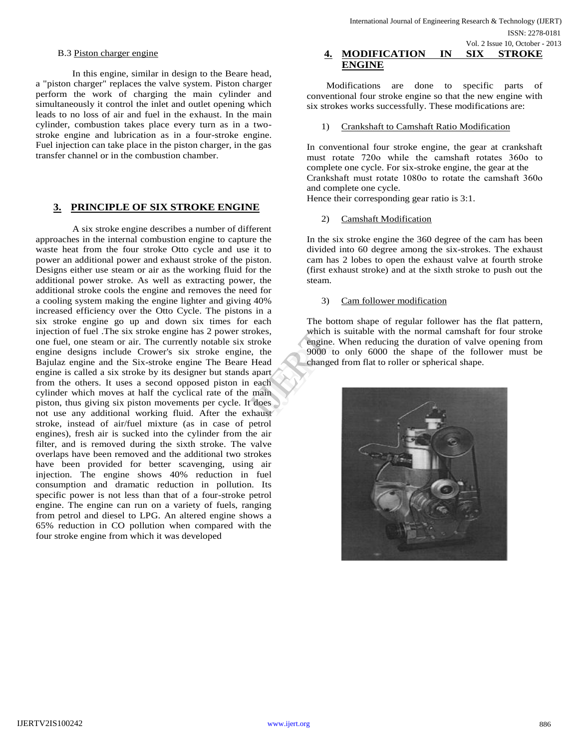B.3 Piston charger engine

In this engine, similar in design to the Beare head, a "piston charger" replaces the valve system. Piston charger perform the work of charging the main cylinder and simultaneously it control the inlet and outlet opening which leads to no loss of air and fuel in the exhaust. In the main cylinder, combustion takes place every turn as in a two-stroke engine and lubrication as in a four-stroke engine. Fuel injection can take place in the piston charger, in the gas transfer channel or in the combustion chamber.

## 3. PRINCIPLE OF SIX STROKE ENGINE

A six stroke engine describes a number of different approaches in the internal combustion engine to capture the waste heat from the four stroke Otto cycle and use it to power an additional power and exhaust stroke of the piston. Designs either use steam or air as the working fluid for the additional power stroke. As well as extracting power, the additional stroke cools the engine and removes the need for a cooling system making the engine lighter and giving 40% increased efficiency over the Otto Cycle. The pistons in a six stroke engine go up and down six times for each injection of fuel .The six stroke engine has 2 power strokes, one fuel, one steam or air. The currently notable six stroke engine designs include Crower's six stroke engine, the Bajulaz engine and the Six-stroke engine The Beare Head engine is called a six stroke by its designer but stands apart from the others. It uses a second opposed piston in each cylinder which moves at half the cyclical rate of the main piston, thus giving six piston movements per cycle. It does not use any additional working fluid. After the exhaust stroke, instead of air/fuel mixture (as in case of petrol engines), fresh air is sucked into the cylinder from the air filter, and is removed during the sixth stroke. The valve overlaps have been removed and the additional two strokes have been provided for better scavenging, using air injection. The engine shows 40% reduction in fuel consumption and dramatic reduction in pollution. Its specific power is not less than that of a four-stroke petrol engine. The engine can run on a variety of fuels, ranging from petrol and diesel to LPG. An altered engine shows a 65% reduction in CO pollution when compared with the four stroke engine from which it was developed

## 4. MODIFICATION IN SIX STROKE ENGINE

Modifications are done to specific parts of conventional four stroke engine so that the new engine with six strokes works successfully. These modifications are:

1) Crankshaft to Camshaft Ratio Modification

In conventional four stroke engine, the gear at crankshaft must rotate 720o while the camshaft rotates 360o to complete one cycle. For six-stroke engine, the gear at the Crankshaft must rotate 1080o to rotate the camshaft 360o and complete one cycle.
Hence their corresponding gear ratio is 3:1.

2) Camshaft Modification

In the six stroke engine the 360 degree of the cam has been divided into 60 degree among the six-strokes. The exhaust cam has 2 lobes to open the exhaust valve at fourth stroke (first exhaust stroke) and at the sixth stroke to push out the steam.

3) Cam follower modification

The bottom shape of regular follower has the flat pattern, which is suitable with the normal camshaft for four stroke engine. When reducing the duration of valve opening from 9000 to only 6000 the shape of the follower must be changed from flat to roller or spherical shape.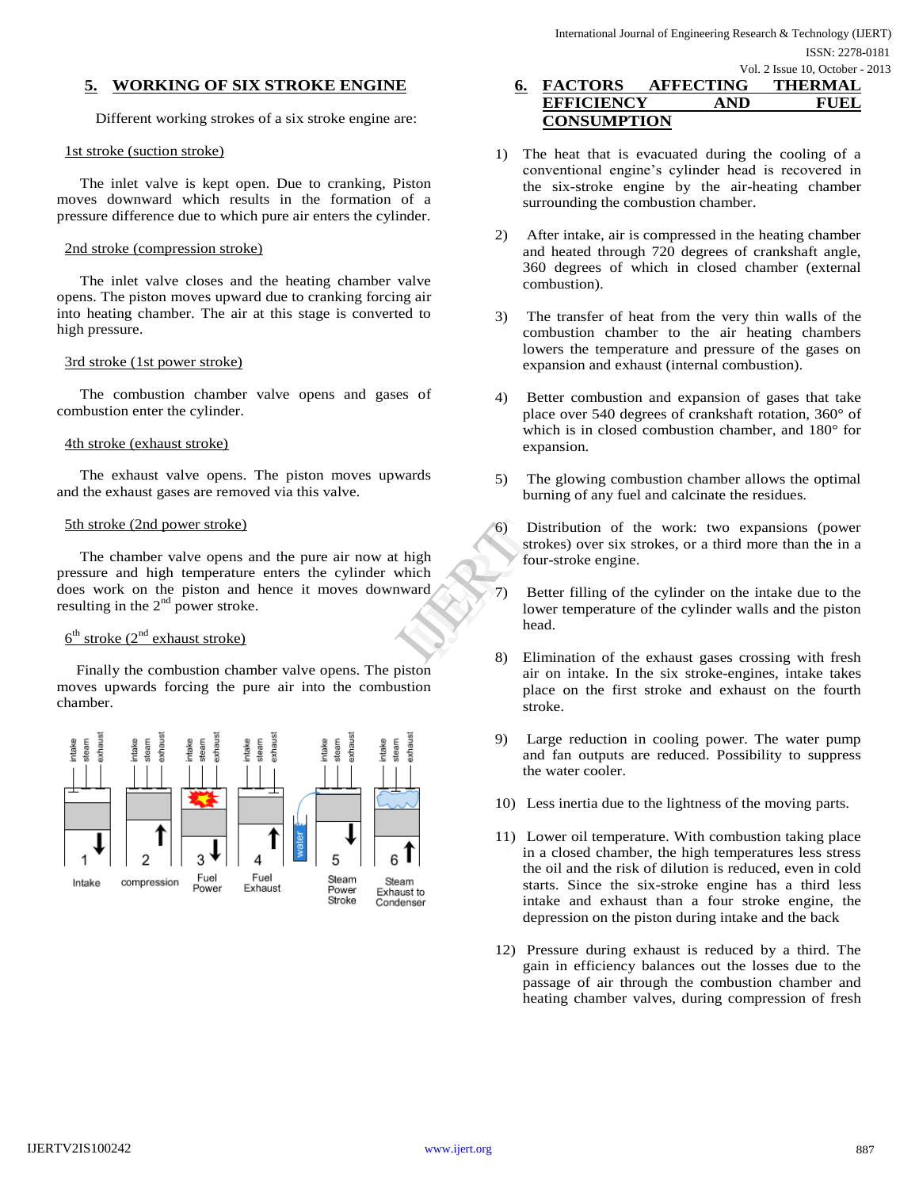## 5. WORKING OF SIX STROKE ENGINE

Different working strokes of a six stroke engine are:

1st stroke (suction stroke)

The inlet valve is kept open. Due to cranking, Piston moves downward which results in the formation of a pressure difference due to which pure air enters the cylinder.

2nd stroke (compression stroke)

The inlet valve closes and the heating chamber valve opens. The piston moves upward due to cranking forcing air into heating chamber. The air at this stage is converted to high pressure.

3rd stroke (1st power stroke)

The combustion chamber valve opens and gases of combustion enter the cylinder.

4th stroke (exhaust stroke)

The exhaust valve opens. The piston moves upwards and the exhaust gases are removed via this valve.

5th stroke (2nd power stroke)

The chamber valve opens and the pure air now at high pressure and high temperature enters the cylinder which does work on the piston and hence it moves downward resulting in the 2nd power stroke.

6th stroke (2nd exhaust stroke)

Finally the combustion chamber valve opens. The piston moves upwards forcing the pure air into the combustion chamber.

## 6. FACTORS AFFECTING THERMAL EFFICIENCY AND FUEL CONSUMPTION

1) The heat that is evacuated during the cooling of a conventional engine's cylinder head is recovered in the six-stroke engine by the air-heating chamber surrounding the combustion chamber.

2) After intake, air is compressed in the heating chamber and heated through 720 degrees of crankshaft angle, 360 degrees of which in closed chamber (external combustion).

3) The transfer of heat from the very thin walls of the combustion chamber to the air heating chambers lowers the temperature and pressure of the gases on expansion and exhaust (internal combustion).

4) Better combustion and expansion of gases that take place over 540 degrees of crankshaft rotation, 360° of which is in closed combustion chamber, and 180° for expansion.

5) The glowing combustion chamber allows the optimal burning of any fuel and calcinate the residues.

6) Distribution of the work: two expansions (power strokes) over six strokes, or a third more than the in a four-stroke engine.

7) Better filling of the cylinder on the intake due to the lower temperature of the cylinder walls and the piston head.

8) Elimination of the exhaust gases crossing with fresh air on intake. In the six stroke-engines, intake takes place on the first stroke and exhaust on the fourth stroke.

9) Large reduction in cooling power. The water pump and fan outputs are reduced. Possibility to suppress the water cooler.

10) Less inertia due to the lightness of the moving parts.

11) Lower oil temperature. With combustion taking place in a closed chamber, the high temperatures less stress the oil and the risk of dilution is reduced, even in cold starts. Since the six-stroke engine has a third less intake and exhaust than a four stroke engine, the depression on the piston during intake and the back

12) Pressure during exhaust is reduced by a third. The gain in efficiency balances out the losses due to the passage of air through the combustion chamber and heating chamber valves, during compression of fresh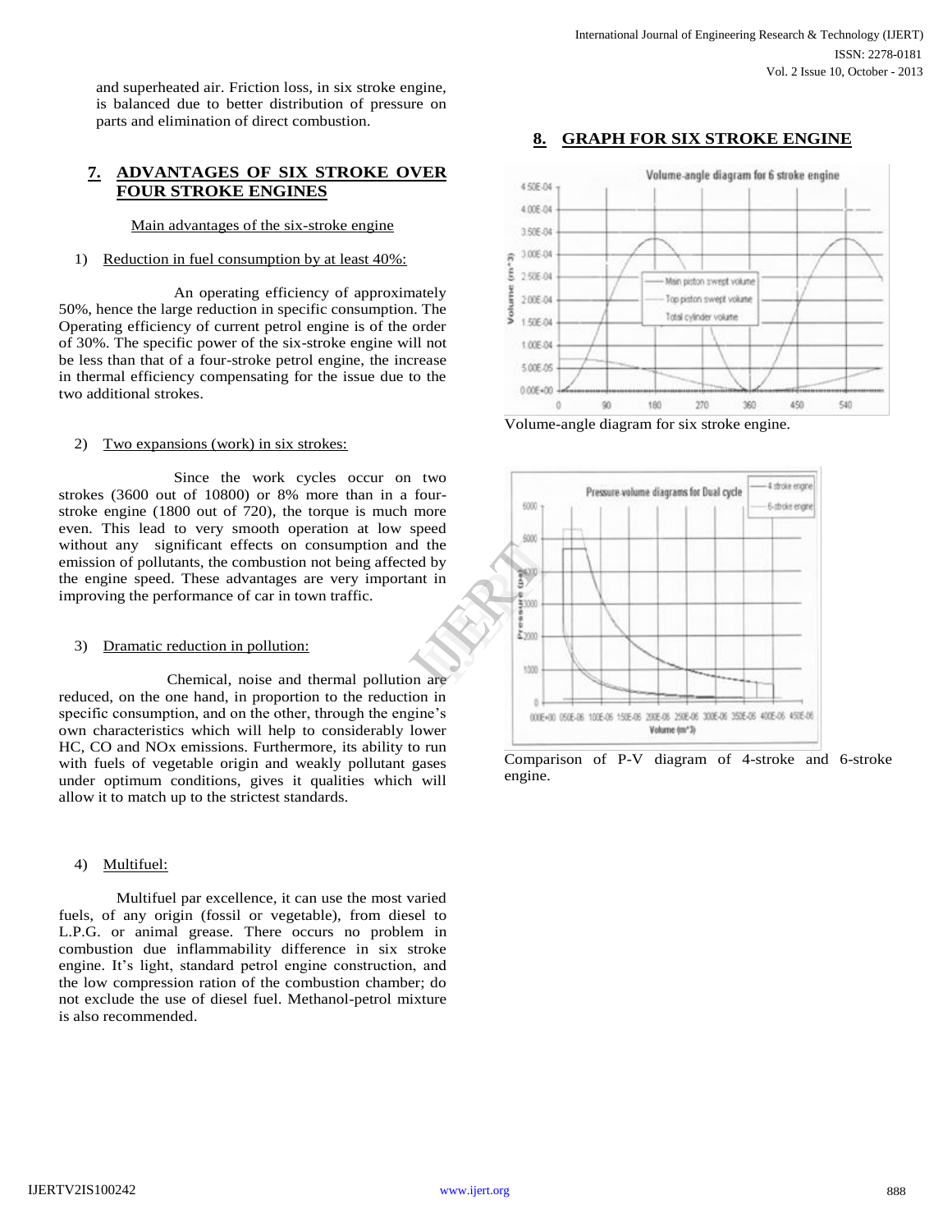and superheated air. Friction loss, in six stroke engine, is balanced due to better distribution of pressure on parts and elimination of direct combustion.

## 7. ADVANTAGES OF SIX STROKE OVER FOUR STROKE ENGINES

Main advantages of the six-stroke engine

1) Reduction in fuel consumption by at least 40%:

An operating efficiency of approximately 50%, hence the large reduction in specific consumption. The Operating efficiency of current petrol engine is of the order of 30%. The specific power of the six-stroke engine will not be less than that of a four-stroke petrol engine, the increase in thermal efficiency compensating for the issue due to the two additional strokes.

2) Two expansions (work) in six strokes:

Since the work cycles occur on two strokes (3600 out of 10800) or 8% more than in a four-stroke engine (1800 out of 720), the torque is much more even. This lead to very smooth operation at low speed without any significant effects on consumption and the emission of pollutants, the combustion not being affected by the engine speed. These advantages are very important in improving the performance of car in town traffic.

3) Dramatic reduction in pollution:

Chemical, noise and thermal pollution are reduced, on the one hand, in proportion to the reduction in specific consumption, and on the other, through the engine's own characteristics which will help to considerably lower HC, CO and NOx emissions. Furthermore, its ability to run with fuels of vegetable origin and weakly pollutant gases under optimum conditions, gives it qualities which will allow it to match up to the strictest standards.

4) Multifuel:

Multifuel par excellence, it can use the most varied fuels, of any origin (fossil or vegetable), from diesel to L.P.G. or animal grease. There occurs no problem in combustion due inflammability difference in six stroke engine. It's light, standard petrol engine construction, and the low compression ration of the combustion chamber; do not exclude the use of diesel fuel. Methanol-petrol mixture is also recommended.

## 8. GRAPH FOR SIX STROKE ENGINE

Volume-angle diagram for six stroke engine.

Comparison of P-V diagram of 4-stroke and 6-stroke engine.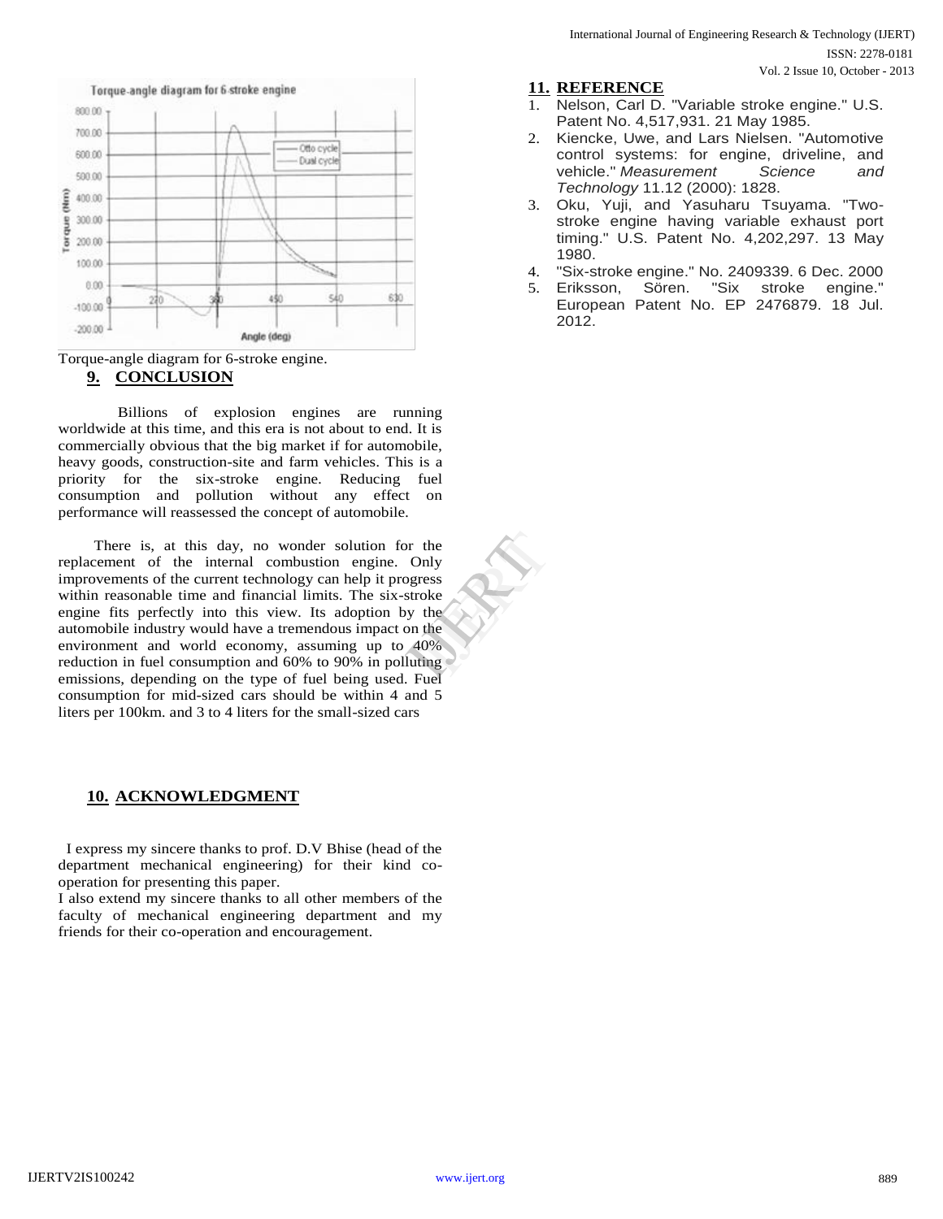Torque-angle diagram for 6-stroke engine

800.00
700.00
600.00
500.00
400.00
300.00
200.00
100.00
0.00
-100.00
-200.00

Torque (Nm)

0
270
360
450
540
630

Angle (deg)

Otto cycle
Dual cycle

Torque-angle diagram for 6-stroke engine.

## 9. CONCLUSION

Billions of explosion engines are running worldwide at this time, and this era is not about to end. It is commercially obvious that the big market if for automobile, heavy goods, construction-site and farm vehicles. This is a priority for the six-stroke engine. Reducing fuel consumption and pollution without any effect on performance will reassessed the concept of automobile.

There is, at this day, no wonder solution for the replacement of the internal combustion engine. Only improvements of the current technology can help it progress within reasonable time and financial limits. The six-stroke engine fits perfectly into this view. Its adoption by the automobile industry would have a tremendous impact on the environment and world economy, assuming up to 40% reduction in fuel consumption and 60% to 90% in polluting emissions, depending on the type of fuel being used. Fuel consumption for mid-sized cars should be within 4 and 5 liters per 100km. and 3 to 4 liters for the small-sized cars

## 10. ACKNOWLEDGMENT

I express my sincere thanks to prof. D.V Bhise (head of the department mechanical engineering) for their kind co-operation for presenting this paper.

I also extend my sincere thanks to all other members of the faculty of mechanical engineering department and my friends for their co-operation and encouragement.

## 11. REFERENCE

1. Nelson, Carl D. "Variable stroke engine." U.S. Patent No. 4,517,931. 21 May 1985.
2. Kiencke, Uwe, and Lars Nielsen. "Automotive control systems: for engine, driveline, and vehicle." *Measurement Science and Technology* 11.12 (2000): 1828.
3. Oku, Yuji, and Yasuharu Tsuyama. "Two-stroke engine having variable exhaust port timing." U.S. Patent No. 4,202,297. 13 May 1980.
4. "Six-stroke engine." No. 2409339. 6 Dec. 2000
5. Eriksson, Sören. "Six stroke engine." European Patent No. EP 2476879. 18 Jul. 2012.